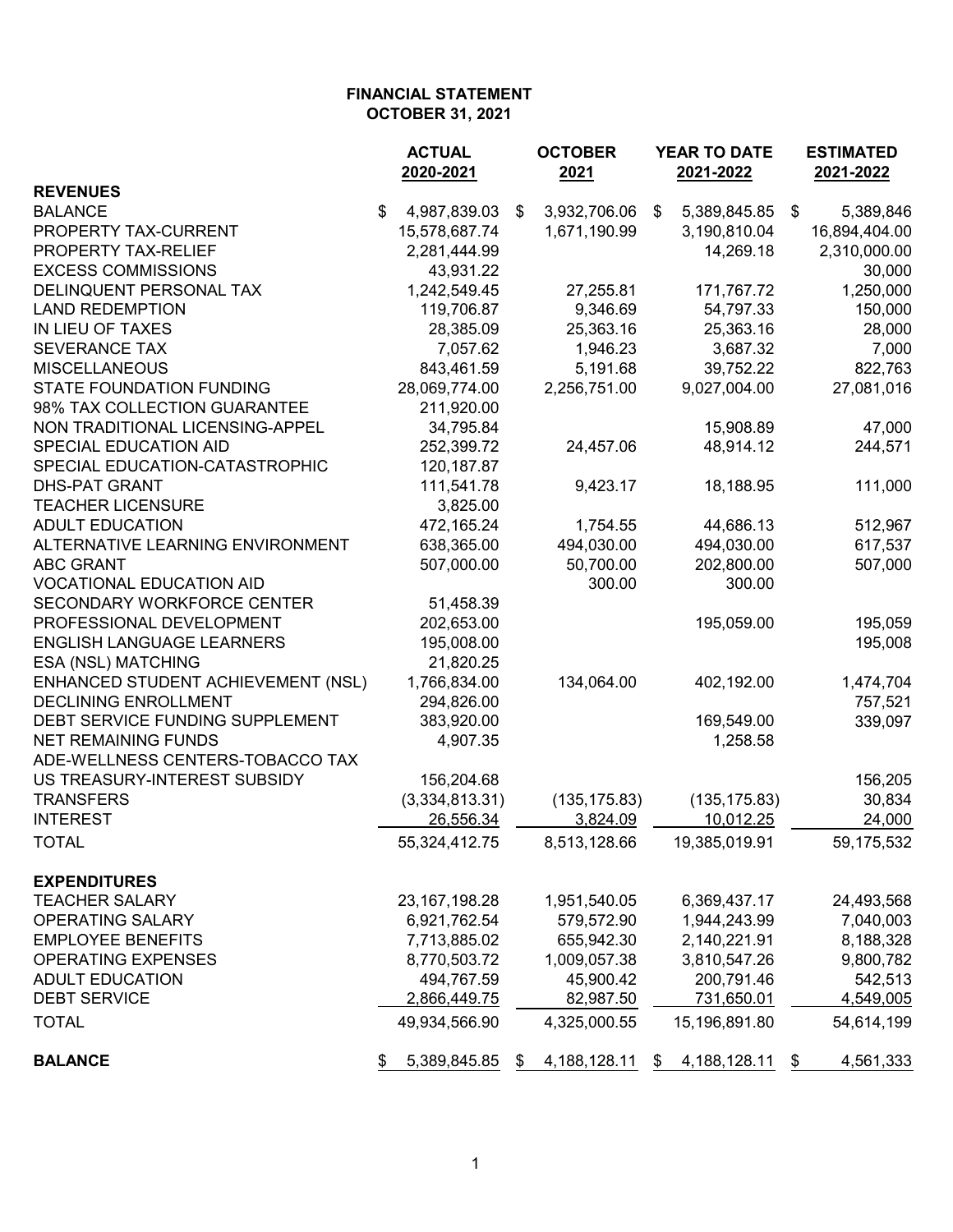**FINANCIAL STATEMENT**
**OCTOBER 31, 2021**

| | ACTUAL 2020-2021 | OCTOBER 2021 | YEAR TO DATE 2021-2022 | ESTIMATED 2021-2022 |
|---|---|---|---|---|
| **REVENUES** | | | | |
| BALANCE | $ 4,987,839.03 | $ 3,932,706.06 | $ 5,389,845.85 | $ 5,389,846 |
| PROPERTY TAX-CURRENT | 15,578,687.74 | 1,671,190.99 | 3,190,810.04 | 16,894,404.00 |
| PROPERTY TAX-RELIEF | 2,281,444.99 | | 14,269.18 | 2,310,000.00 |
| EXCESS COMMISSIONS | 43,931.22 | | | 30,000 |
| DELINQUENT PERSONAL TAX | 1,242,549.45 | 27,255.81 | 171,767.72 | 1,250,000 |
| LAND REDEMPTION | 119,706.87 | 9,346.69 | 54,797.33 | 150,000 |
| IN LIEU OF TAXES | 28,385.09 | 25,363.16 | 25,363.16 | 28,000 |
| SEVERANCE TAX | 7,057.62 | 1,946.23 | 3,687.32 | 7,000 |
| MISCELLANEOUS | 843,461.59 | 5,191.68 | 39,752.22 | 822,763 |
| STATE FOUNDATION FUNDING | 28,069,774.00 | 2,256,751.00 | 9,027,004.00 | 27,081,016 |
| 98% TAX COLLECTION GUARANTEE | 211,920.00 | | | |
| NON TRADITIONAL LICENSING-APPEL | 34,795.84 | | 15,908.89 | 47,000 |
| SPECIAL EDUCATION AID | 252,399.72 | 24,457.06 | 48,914.12 | 244,571 |
| SPECIAL EDUCATION-CATASTROPHIC | 120,187.87 | | | |
| DHS-PAT GRANT | 111,541.78 | 9,423.17 | 18,188.95 | 111,000 |
| TEACHER LICENSURE | 3,825.00 | | | |
| ADULT EDUCATION | 472,165.24 | 1,754.55 | 44,686.13 | 512,967 |
| ALTERNATIVE LEARNING ENVIRONMENT | 638,365.00 | 494,030.00 | 494,030.00 | 617,537 |
| ABC GRANT | 507,000.00 | 50,700.00 | 202,800.00 | 507,000 |
| VOCATIONAL EDUCATION AID | | 300.00 | 300.00 | |
| SECONDARY WORKFORCE CENTER | 51,458.39 | | | |
| PROFESSIONAL DEVELOPMENT | 202,653.00 | | 195,059.00 | 195,059 |
| ENGLISH LANGUAGE LEARNERS | 195,008.00 | | | 195,008 |
| ESA (NSL) MATCHING | 21,820.25 | | | |
| ENHANCED STUDENT ACHIEVEMENT (NSL) | 1,766,834.00 | 134,064.00 | 402,192.00 | 1,474,704 |
| DECLINING ENROLLMENT | 294,826.00 | | | 757,521 |
| DEBT SERVICE FUNDING SUPPLEMENT | 383,920.00 | | 169,549.00 | 339,097 |
| NET REMAINING FUNDS | 4,907.35 | | 1,258.58 | |
| ADE-WELLNESS CENTERS-TOBACCO TAX | | | | |
| US TREASURY-INTEREST SUBSIDY | 156,204.68 | | | 156,205 |
| TRANSFERS | (3,334,813.31) | (135,175.83) | (135,175.83) | 30,834 |
| INTEREST | 26,556.34 | 3,824.09 | 10,012.25 | 24,000 |
| TOTAL | 55,324,412.75 | 8,513,128.66 | 19,385,019.91 | 59,175,532 |
| **EXPENDITURES** | | | | |
| TEACHER SALARY | 23,167,198.28 | 1,951,540.05 | 6,369,437.17 | 24,493,568 |
| OPERATING SALARY | 6,921,762.54 | 579,572.90 | 1,944,243.99 | 7,040,003 |
| EMPLOYEE BENEFITS | 7,713,885.02 | 655,942.30 | 2,140,221.91 | 8,188,328 |
| OPERATING EXPENSES | 8,770,503.72 | 1,009,057.38 | 3,810,547.26 | 9,800,782 |
| ADULT EDUCATION | 494,767.59 | 45,900.42 | 200,791.46 | 542,513 |
| DEBT SERVICE | 2,866,449.75 | 82,987.50 | 731,650.01 | 4,549,005 |
| TOTAL | 49,934,566.90 | 4,325,000.55 | 15,196,891.80 | 54,614,199 |
| **BALANCE** | $ 5,389,845.85 | $ 4,188,128.11 | $ 4,188,128.11 | $ 4,561,333 |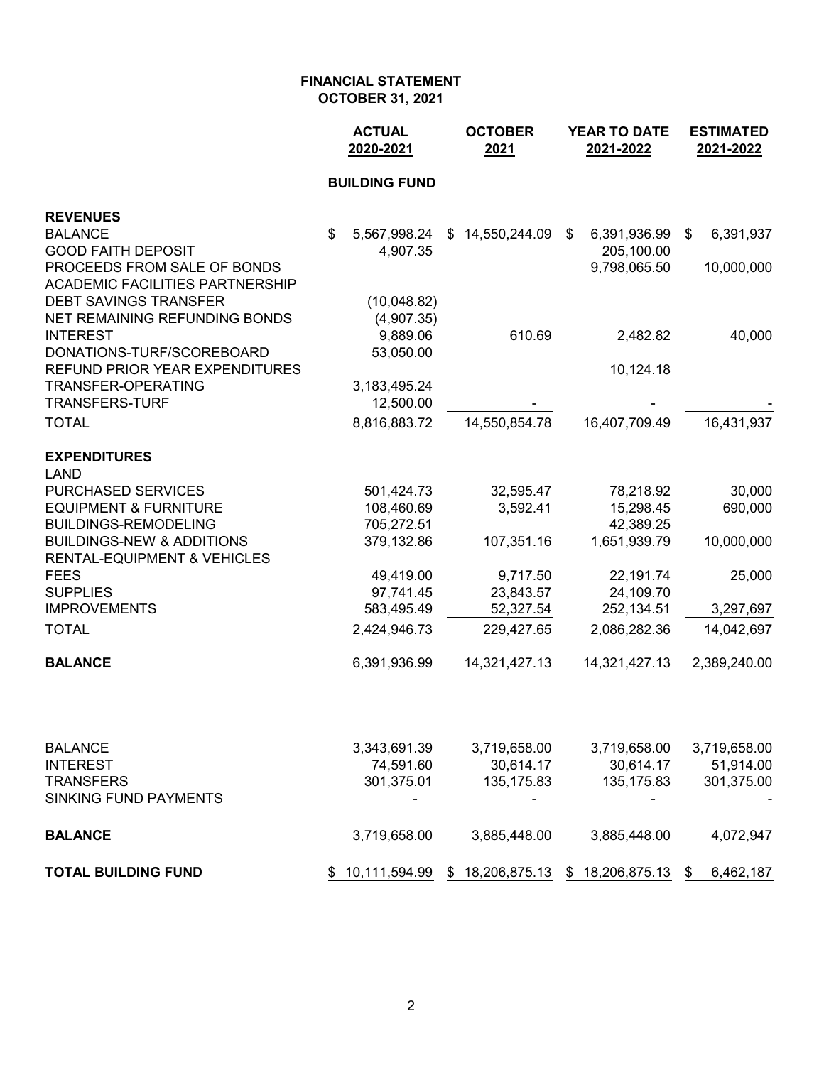**FINANCIAL STATEMENT**
**OCTOBER 31, 2021**

| | ACTUAL 2020-2021 | OCTOBER 2021 | YEAR TO DATE 2021-2022 | ESTIMATED 2021-2022 |
|---|---|---|---|---|
| | **BUILDING FUND** | | | |
| **REVENUES** | | | | |
| BALANCE | $ 5,567,998.24 | $ 14,550,244.09 | $ 6,391,936.99 | $ 6,391,937 |
| GOOD FAITH DEPOSIT | 4,907.35 | | 205,100.00 | |
| PROCEEDS FROM SALE OF BONDS | | | 9,798,065.50 | 10,000,000 |
| ACADEMIC FACILITIES PARTNERSHIP | | | | |
| DEBT SAVINGS TRANSFER | (10,048.82) | | | |
| NET REMAINING REFUNDING BONDS | (4,907.35) | | | |
| INTEREST | 9,889.06 | 610.69 | 2,482.82 | 40,000 |
| DONATIONS-TURF/SCOREBOARD | 53,050.00 | | | |
| REFUND PRIOR YEAR EXPENDITURES | | | 10,124.18 | |
| TRANSFER-OPERATING | 3,183,495.24 | | | |
| TRANSFERS-TURF | 12,500.00 | - | - | - |
| TOTAL | 8,816,883.72 | 14,550,854.78 | 16,407,709.49 | 16,431,937 |
| **EXPENDITURES** | | | | |
| LAND | | | | |
| PURCHASED SERVICES | 501,424.73 | 32,595.47 | 78,218.92 | 30,000 |
| EQUIPMENT & FURNITURE | 108,460.69 | 3,592.41 | 15,298.45 | 690,000 |
| BUILDINGS-REMODELING | 705,272.51 | | 42,389.25 | |
| BUILDINGS-NEW & ADDITIONS | 379,132.86 | 107,351.16 | 1,651,939.79 | 10,000,000 |
| RENTAL-EQUIPMENT & VEHICLES | | | | |
| FEES | 49,419.00 | 9,717.50 | 22,191.74 | 25,000 |
| SUPPLIES | 97,741.45 | 23,843.57 | 24,109.70 | |
| IMPROVEMENTS | 583,495.49 | 52,327.54 | 252,134.51 | 3,297,697 |
| TOTAL | 2,424,946.73 | 229,427.65 | 2,086,282.36 | 14,042,697 |
| **BALANCE** | 6,391,936.99 | 14,321,427.13 | 14,321,427.13 | 2,389,240.00 |
| | | | | |
| BALANCE | 3,343,691.39 | 3,719,658.00 | 3,719,658.00 | 3,719,658.00 |
| INTEREST | 74,591.60 | 30,614.17 | 30,614.17 | 51,914.00 |
| TRANSFERS | 301,375.01 | 135,175.83 | 135,175.83 | 301,375.00 |
| SINKING FUND PAYMENTS | - | - | - | - |
| **BALANCE** | 3,719,658.00 | 3,885,448.00 | 3,885,448.00 | 4,072,947 |
| **TOTAL BUILDING FUND** | $ 10,111,594.99 | $ 18,206,875.13 | $ 18,206,875.13 | $ 6,462,187 |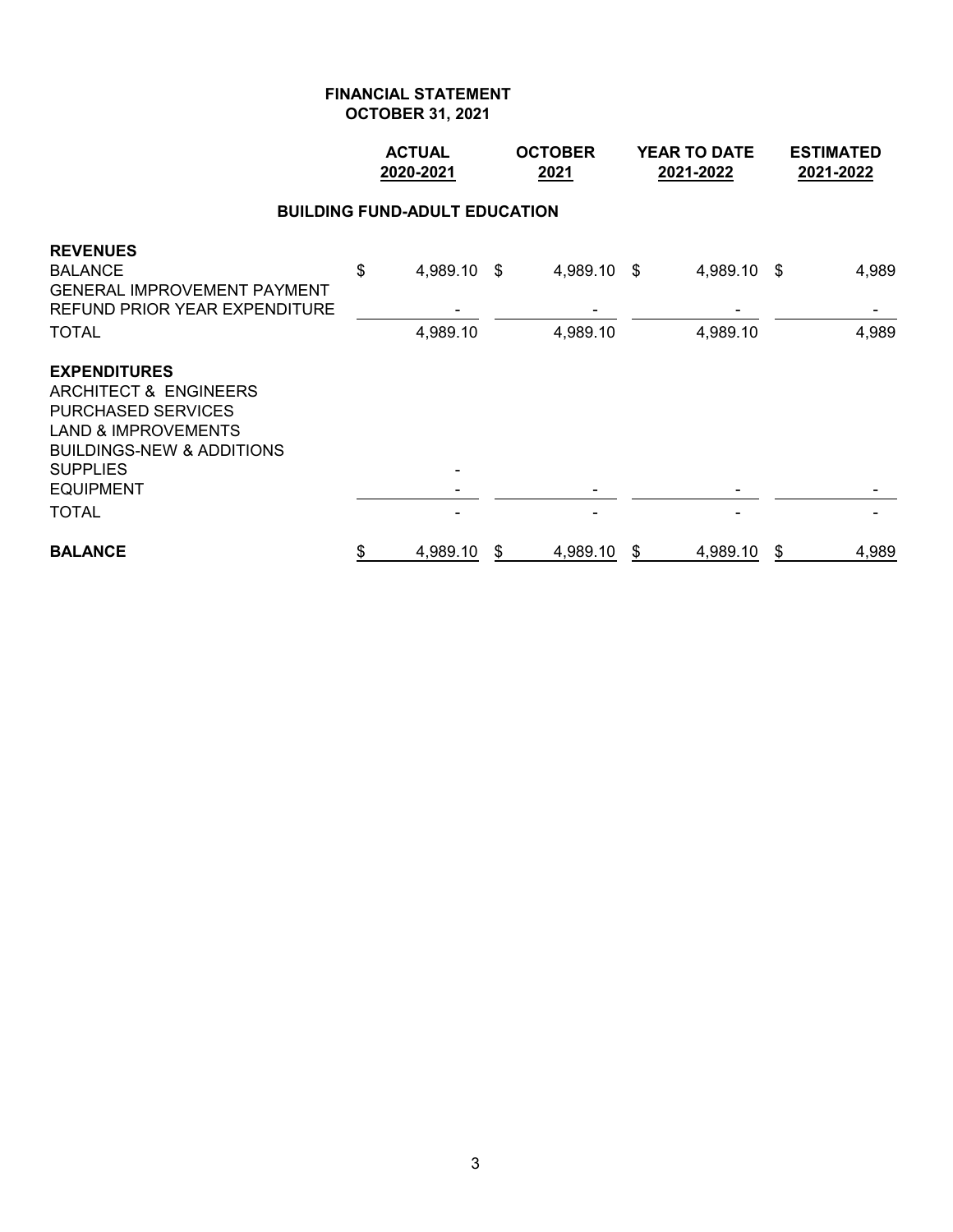**FINANCIAL STATEMENT**
**OCTOBER 31, 2021**

| | ACTUAL 2020-2021 | OCTOBER 2021 | YEAR TO DATE 2021-2022 | ESTIMATED 2021-2022 |
|---|---|---|---|---|
| **BUILDING FUND-ADULT EDUCATION** | | | | |
| **REVENUES** | | | | |
| BALANCE | $ 4,989.10 | $ 4,989.10 | $ 4,989.10 | $ 4,989 |
| GENERAL IMPROVEMENT PAYMENT | | | | |
| REFUND PRIOR YEAR EXPENDITURE | - | - | - | - |
| TOTAL | 4,989.10 | 4,989.10 | 4,989.10 | 4,989 |
| **EXPENDITURES** | | | | |
| ARCHITECT & ENGINEERS | | | | |
| PURCHASED SERVICES | | | | |
| LAND & IMPROVEMENTS | | | | |
| BUILDINGS-NEW & ADDITIONS | | | | |
| SUPPLIES | - | | | |
| EQUIPMENT | - | - | - | - |
| TOTAL | - | - | - | - |
| **BALANCE** | $ 4,989.10 | $ 4,989.10 | $ 4,989.10 | $ 4,989 |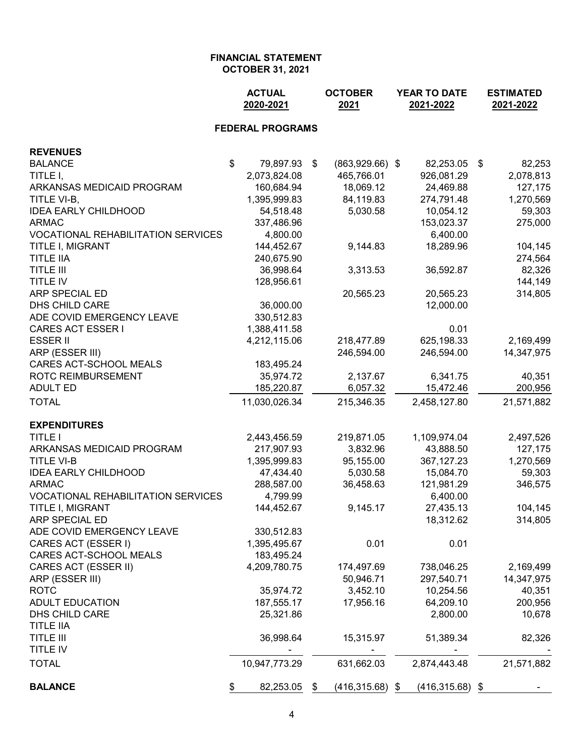**FINANCIAL STATEMENT**
**OCTOBER 31, 2021**

| | ACTUAL 2020-2021 | OCTOBER 2021 | YEAR TO DATE 2021-2022 | ESTIMATED 2021-2022 |
|---|---|---|---|---|
| **FEDERAL PROGRAMS** | | | | |
| **REVENUES** | | | | |
| BALANCE | $ 79,897.93 | $ (863,929.66) | $ 82,253.05 | $ 82,253 |
| TITLE I, | 2,073,824.08 | 465,766.01 | 926,081.29 | 2,078,813 |
| ARKANSAS MEDICAID PROGRAM | 160,684.94 | 18,069.12 | 24,469.88 | 127,175 |
| TITLE VI-B, | 1,395,999.83 | 84,119.83 | 274,791.48 | 1,270,569 |
| IDEA EARLY CHILDHOOD | 54,518.48 | 5,030.58 | 10,054.12 | 59,303 |
| ARMAC | 337,486.96 | | 153,023.37 | 275,000 |
| VOCATIONAL REHABILITATION SERVICES | 4,800.00 | | 6,400.00 | |
| TITLE I, MIGRANT | 144,452.67 | 9,144.83 | 18,289.96 | 104,145 |
| TITLE IIA | 240,675.90 | | | 274,564 |
| TITLE III | 36,998.64 | 3,313.53 | 36,592.87 | 82,326 |
| TITLE IV | 128,956.61 | | | 144,149 |
| ARP SPECIAL ED | | 20,565.23 | 20,565.23 | 314,805 |
| DHS CHILD CARE | 36,000.00 | | 12,000.00 | |
| ADE COVID EMERGENCY LEAVE | 330,512.83 | | | |
| CARES ACT ESSER I | 1,388,411.58 | | 0.01 | |
| ESSER II | 4,212,115.06 | 218,477.89 | 625,198.33 | 2,169,499 |
| ARP (ESSER III) | | 246,594.00 | 246,594.00 | 14,347,975 |
| CARES ACT-SCHOOL MEALS | 183,495.24 | | | |
| ROTC REIMBURSEMENT | 35,974.72 | 2,137.67 | 6,341.75 | 40,351 |
| ADULT ED | 185,220.87 | 6,057.32 | 15,472.46 | 200,956 |
| TOTAL | 11,030,026.34 | 215,346.35 | 2,458,127.80 | 21,571,882 |
| **EXPENDITURES** | | | | |
| TITLE I | 2,443,456.59 | 219,871.05 | 1,109,974.04 | 2,497,526 |
| ARKANSAS MEDICAID PROGRAM | 217,907.93 | 3,832.96 | 43,888.50 | 127,175 |
| TITLE VI-B | 1,395,999.83 | 95,155.00 | 367,127.23 | 1,270,569 |
| IDEA EARLY CHILDHOOD | 47,434.40 | 5,030.58 | 15,084.70 | 59,303 |
| ARMAC | 288,587.00 | 36,458.63 | 121,981.29 | 346,575 |
| VOCATIONAL REHABILITATION SERVICES | 4,799.99 | | 6,400.00 | |
| TITLE I, MIGRANT | 144,452.67 | 9,145.17 | 27,435.13 | 104,145 |
| ARP SPECIAL ED | | | 18,312.62 | 314,805 |
| ADE COVID EMERGENCY LEAVE | 330,512.83 | | | |
| CARES ACT (ESSER I) | 1,395,495.67 | 0.01 | 0.01 | |
| CARES ACT-SCHOOL MEALS | 183,495.24 | | | |
| CARES ACT (ESSER II) | 4,209,780.75 | 174,497.69 | 738,046.25 | 2,169,499 |
| ARP (ESSER III) | | 50,946.71 | 297,540.71 | 14,347,975 |
| ROTC | 35,974.72 | 3,452.10 | 10,254.56 | 40,351 |
| ADULT EDUCATION | 187,555.17 | 17,956.16 | 64,209.10 | 200,956 |
| DHS CHILD CARE | 25,321.86 | | 2,800.00 | 10,678 |
| TITLE IIA | | | | |
| TITLE III | 36,998.64 | 15,315.97 | 51,389.34 | 82,326 |
| TITLE IV | - | - | - | - |
| TOTAL | 10,947,773.29 | 631,662.03 | 2,874,443.48 | 21,571,882 |
| **BALANCE** | $ 82,253.05 | $ (416,315.68) | $ (416,315.68) | $ - |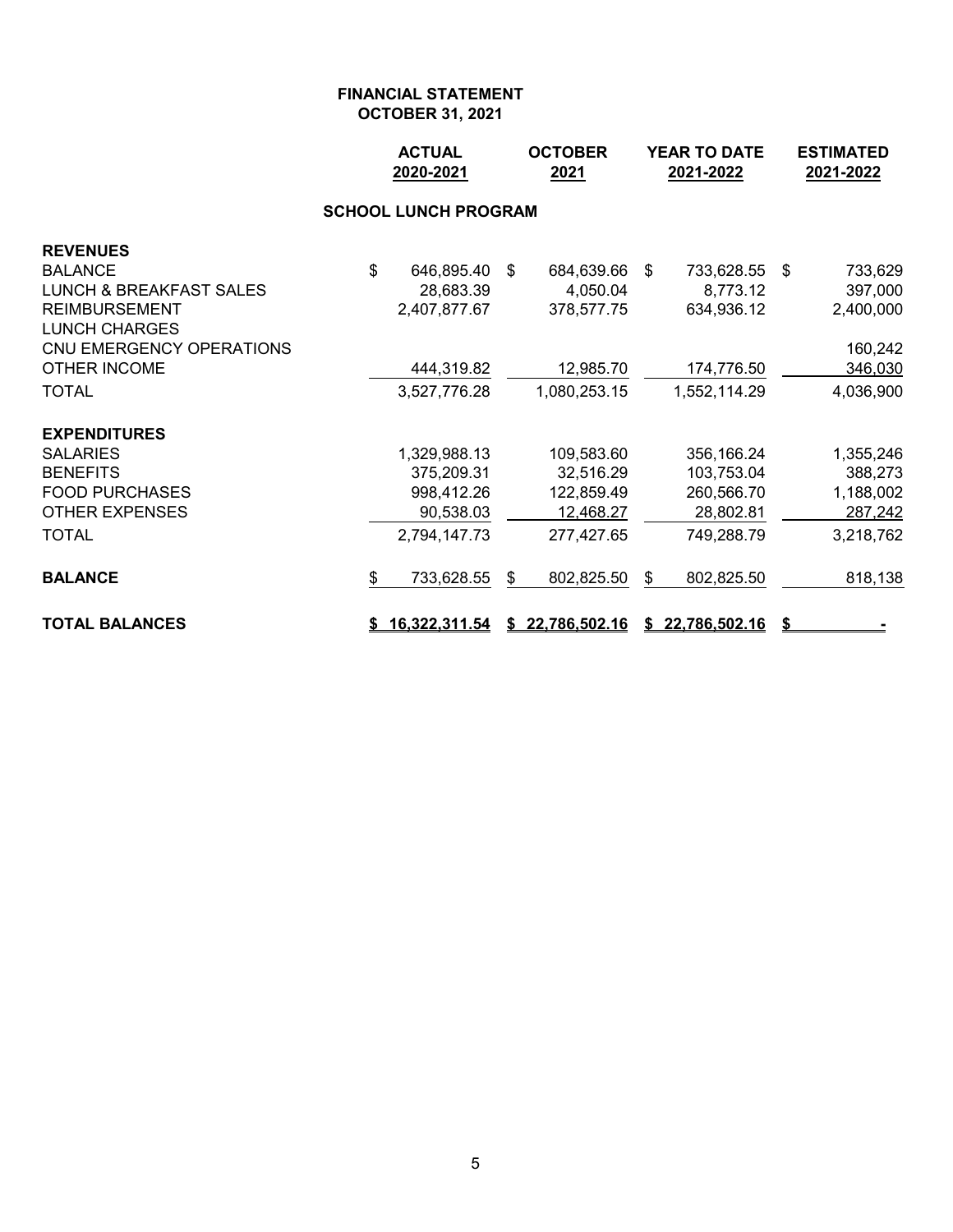# FINANCIAL STATEMENT
## OCTOBER 31, 2021

### SCHOOL LUNCH PROGRAM

| | ACTUAL 2020-2021 | OCTOBER 2021 | YEAR TO DATE 2021-2022 | ESTIMATED 2021-2022 |
|---|---|---|---|---|
| **REVENUES** | | | | |
| BALANCE | $ 646,895.40 | $ 684,639.66 | $ 733,628.55 | $ 733,629 |
| LUNCH & BREAKFAST SALES | 28,683.39 | 4,050.04 | 8,773.12 | 397,000 |
| REIMBURSEMENT | 2,407,877.67 | 378,577.75 | 634,936.12 | 2,400,000 |
| LUNCH CHARGES | | | | |
| CNU EMERGENCY OPERATIONS | | | | 160,242 |
| OTHER INCOME | 444,319.82 | 12,985.70 | 174,776.50 | 346,030 |
| TOTAL | 3,527,776.28 | 1,080,253.15 | 1,552,114.29 | 4,036,900 |
| **EXPENDITURES** | | | | |
| SALARIES | 1,329,988.13 | 109,583.60 | 356,166.24 | 1,355,246 |
| BENEFITS | 375,209.31 | 32,516.29 | 103,753.04 | 388,273 |
| FOOD PURCHASES | 998,412.26 | 122,859.49 | 260,566.70 | 1,188,002 |
| OTHER EXPENSES | 90,538.03 | 12,468.27 | 28,802.81 | 287,242 |
| TOTAL | 2,794,147.73 | 277,427.65 | 749,288.79 | 3,218,762 |
| **BALANCE** | $ 733,628.55 | $ 802,825.50 | $ 802,825.50 | 818,138 |
| **TOTAL BALANCES** | **$ 16,322,311.54** | **$ 22,786,502.16** | **$ 22,786,502.16** | **$ -** |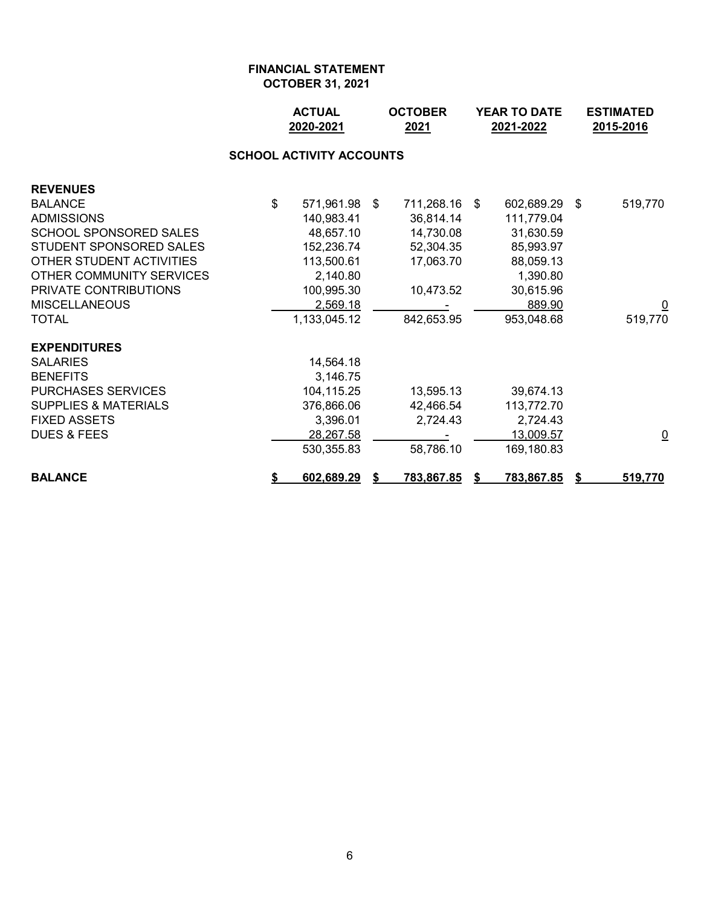**FINANCIAL STATEMENT**
**OCTOBER 31, 2021**

**SCHOOL ACTIVITY ACCOUNTS**

| | ACTUAL 2020-2021 | OCTOBER 2021 | YEAR TO DATE 2021-2022 | ESTIMATED 2015-2016 |
|---|---|---|---|---|
| **REVENUES** | | | | |
| BALANCE | $ 571,961.98 | $ 711,268.16 | $ 602,689.29 | $ 519,770 |
| ADMISSIONS | 140,983.41 | 36,814.14 | 111,779.04 | |
| SCHOOL SPONSORED SALES | 48,657.10 | 14,730.08 | 31,630.59 | |
| STUDENT SPONSORED SALES | 152,236.74 | 52,304.35 | 85,993.97 | |
| OTHER STUDENT ACTIVITIES | 113,500.61 | 17,063.70 | 88,059.13 | |
| OTHER COMMUNITY SERVICES | 2,140.80 | | 1,390.80 | |
| PRIVATE CONTRIBUTIONS | 100,995.30 | 10,473.52 | 30,615.96 | |
| MISCELLANEOUS | 2,569.18 | - | 889.90 | 0 |
| TOTAL | 1,133,045.12 | 842,653.95 | 953,048.68 | 519,770 |
| **EXPENDITURES** | | | | |
| SALARIES | 14,564.18 | | | |
| BENEFITS | 3,146.75 | | | |
| PURCHASES SERVICES | 104,115.25 | 13,595.13 | 39,674.13 | |
| SUPPLIES & MATERIALS | 376,866.06 | 42,466.54 | 113,772.70 | |
| FIXED ASSETS | 3,396.01 | 2,724.43 | 2,724.43 | |
| DUES & FEES | 28,267.58 | - | 13,009.57 | 0 |
| | 530,355.83 | 58,786.10 | 169,180.83 | |
| **BALANCE** | **$ 602,689.29** | **$ 783,867.85** | **$ 783,867.85** | **$ 519,770** |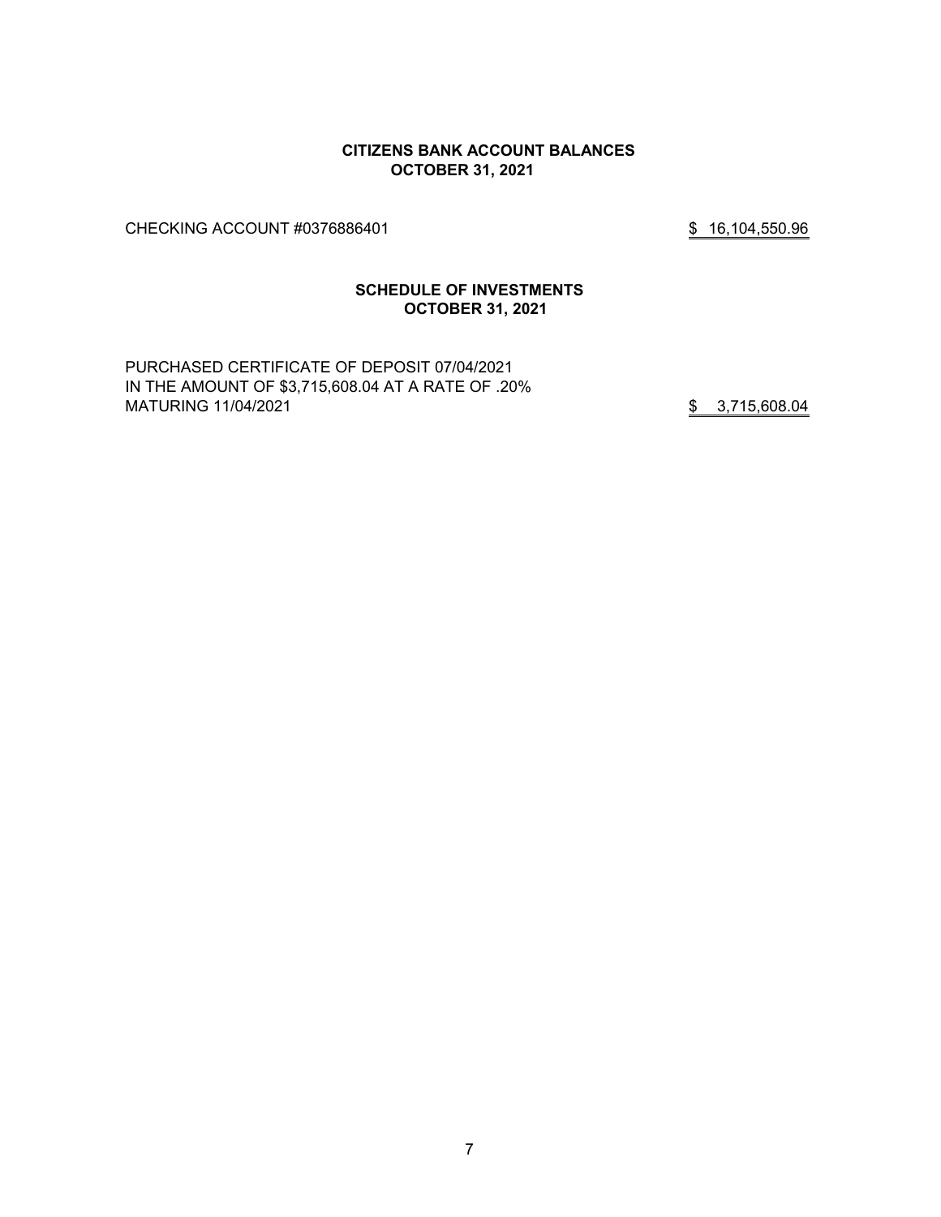## CITIZENS BANK ACCOUNT BALANCES
## OCTOBER 31, 2021

| | |
|---|---|
| CHECKING ACCOUNT #0376886401 | $ 16,104,550.96 |

## SCHEDULE OF INVESTMENTS
## OCTOBER 31, 2021

| | |
|---|---|
| PURCHASED CERTIFICATE OF DEPOSIT 07/04/2021<br>IN THE AMOUNT OF $3,715,608.04 AT A RATE OF .20%<br>MATURING 11/04/2021 | $ 3,715,608.04 |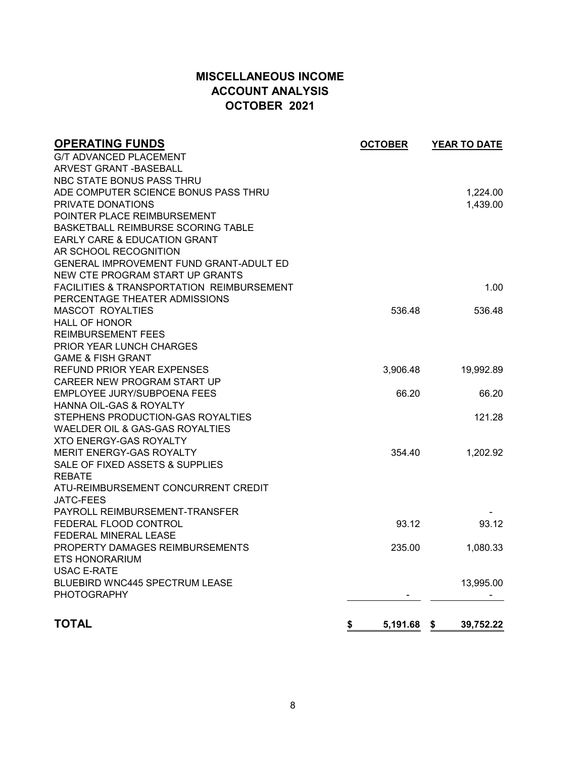# MISCELLANEOUS INCOME
# ACCOUNT ANALYSIS
# OCTOBER 2021

| OPERATING FUNDS | OCTOBER | YEAR TO DATE |
|---|---|---|
| G/T ADVANCED PLACEMENT | | |
| ARVEST GRANT -BASEBALL | | |
| NBC STATE BONUS PASS THRU | | |
| ADE COMPUTER SCIENCE BONUS PASS THRU | | 1,224.00 |
| PRIVATE DONATIONS | | 1,439.00 |
| POINTER PLACE REIMBURSEMENT | | |
| BASKETBALL REIMBURSE SCORING TABLE | | |
| EARLY CARE & EDUCATION GRANT | | |
| AR SCHOOL RECOGNITION | | |
| GENERAL IMPROVEMENT FUND GRANT-ADULT ED | | |
| NEW CTE PROGRAM START UP GRANTS | | |
| FACILITIES & TRANSPORTATION REIMBURSEMENT | | 1.00 |
| PERCENTAGE THEATER ADMISSIONS | | |
| MASCOT ROYALTIES | 536.48 | 536.48 |
| HALL OF HONOR | | |
| REIMBURSEMENT FEES | | |
| PRIOR YEAR LUNCH CHARGES | | |
| GAME & FISH GRANT | | |
| REFUND PRIOR YEAR EXPENSES | 3,906.48 | 19,992.89 |
| CAREER NEW PROGRAM START UP | | |
| EMPLOYEE JURY/SUBPOENA FEES | 66.20 | 66.20 |
| HANNA OIL-GAS & ROYALTY | | |
| STEPHENS PRODUCTION-GAS ROYALTIES | | 121.28 |
| WAELDER OIL & GAS-GAS ROYALTIES | | |
| XTO ENERGY-GAS ROYALTY | | |
| MERIT ENERGY-GAS ROYALTY | 354.40 | 1,202.92 |
| SALE OF FIXED ASSETS & SUPPLIES | | |
| REBATE | | |
| ATU-REIMBURSEMENT CONCURRENT CREDIT | | |
| JATC-FEES | | |
| PAYROLL REIMBURSEMENT-TRANSFER | | - |
| FEDERAL FLOOD CONTROL | 93.12 | 93.12 |
| FEDERAL MINERAL LEASE | | |
| PROPERTY DAMAGES REIMBURSEMENTS | 235.00 | 1,080.33 |
| ETS HONORARIUM | | |
| USAC E-RATE | | |
| BLUEBIRD WNC445 SPECTRUM LEASE | | 13,995.00 |
| PHOTOGRAPHY | - | - |
| **TOTAL** | **$ 5,191.68** | **$ 39,752.22** |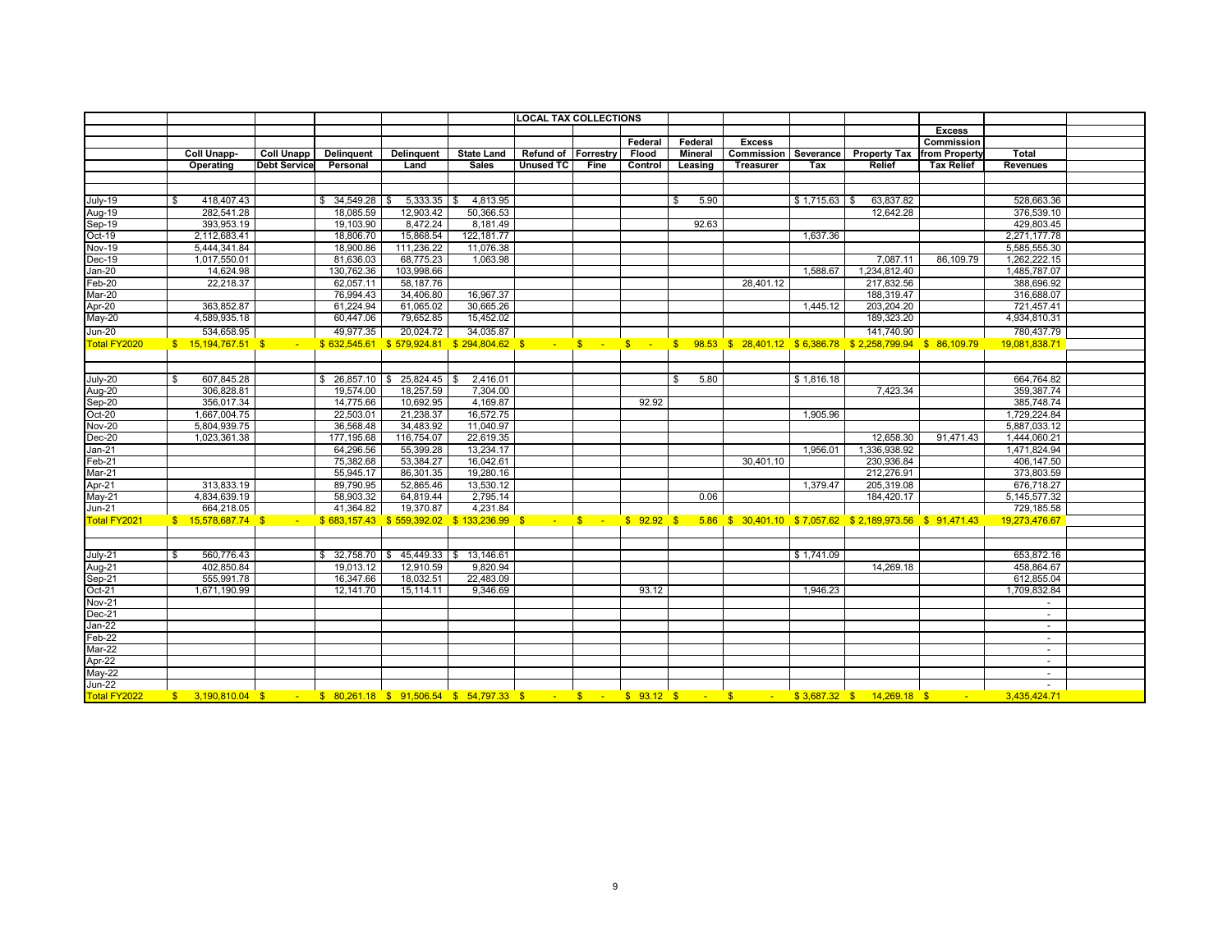| | | | | | | LOCAL TAX COLLECTIONS | | | | | | | | |
|---|---|---|---|---|---|---|---|---|---|---|---|---|---|---|
| | | | | | | | | Federal | Federal | Excess | | | Excess | |
| | | | | | | | | | | | | | Commission | |
| | Coll Unapp- | Coll Unapp | Delinquent | Delinquent | State Land | Refund of | Forrestry | Flood | Mineral | Commission | Severance | Property Tax | from Property | Total |
| | Operating | Debt Service | Personal | Land | Sales | Unused TC | Fine | Control | Leasing | Treasurer | Tax | Relief | Tax Relief | Revenues |
| July-19 | $ 418,407.43 | | $ 34,549.28 | $ 5,333.35 | $ 4,813.95 | | | | $ 5.90 | | $ 1,715.63 | $ 63,837.82 | | 528,663.36 |
| Aug-19 | 282,541.28 | | 18,085.59 | 12,903.42 | 50,366.53 | | | | | | | 12,642.28 | | 376,539.10 |
| Sep-19 | 393,953.19 | | 19,103.90 | 8,472.24 | 8,181.49 | | | | 92.63 | | | | | 429,803.45 |
| Oct-19 | 2,112,683.41 | | 18,806.70 | 15,868.54 | 122,181.77 | | | | | | 1,637.36 | | | 2,271,177.78 |
| Nov-19 | 5,444,341.84 | | 18,900.86 | 111,236.22 | 11,076.38 | | | | | | | | | 5,585,555.30 |
| Dec-19 | 1,017,550.01 | | 81,636.03 | 68,775.23 | 1,063.98 | | | | | | | 7,087.11 | 86,109.79 | 1,262,222.15 |
| Jan-20 | 14,624.98 | | 130,762.36 | 103,998.66 | | | | | | | 1,588.67 | 1,234,812.40 | | 1,485,787.07 |
| Feb-20 | 22,218.37 | | 62,057.11 | 58,187.76 | | | | | | 28,401.12 | | 217,832.56 | | 388,696.92 |
| Mar-20 | | | 76,994.43 | 34,406.80 | 16,967.37 | | | | | | | 188,319.47 | | 316,688.07 |
| Apr-20 | 363,852.87 | | 61,224.94 | 61,065.02 | 30,665.26 | | | | | | 1,445.12 | 203,204.20 | | 721,457.41 |
| May-20 | 4,589,935.18 | | 60,447.06 | 79,652.85 | 15,452.02 | | | | | | | 189,323.20 | | 4,934,810.31 |
| Jun-20 | 534,658.95 | | 49,977.35 | 20,024.72 | 34,035.87 | | | | | | | 141,740.90 | | 780,437.79 |
| Total FY2020 | $ 15,194,767.51 | $ - | $ 632,545.61 | $ 579,924.81 | $ 294,804.62 | $ - | $ - | $ - | $ 98.53 | $ 28,401.12 | $ 6,386.78 | $ 2,258,799.94 | $ 86,109.79 | 19,081,838.71 |
| | | | | | | | | | | | | | | |
| July-20 | $ 607,845.28 | | $ 26,857.10 | $ 25,824.45 | $ 2,416.01 | | | | $ 5.80 | | $ 1,816.18 | | | 664,764.82 |
| Aug-20 | 306,828.81 | | 19,574.00 | 18,257.59 | 7,304.00 | | | | | | | 7,423.34 | | 359,387.74 |
| Sep-20 | 356,017.34 | | 14,775.66 | 10,692.95 | 4,169.87 | | | 92.92 | | | | | | 385,748.74 |
| Oct-20 | 1,667,004.75 | | 22,503.01 | 21,238.37 | 16,572.75 | | | | | | 1,905.96 | | | 1,729,224.84 |
| Nov-20 | 5,804,939.75 | | 36,568.48 | 34,483.92 | 11,040.97 | | | | | | | | | 5,887,033.12 |
| Dec-20 | 1,023,361.38 | | 177,195.68 | 116,754.07 | 22,619.35 | | | | | | | 12,658.30 | 91,471.43 | 1,444,060.21 |
| Jan-21 | | | 64,296.56 | 55,399.28 | 13,234.17 | | | | | | 1,956.01 | 1,336,938.92 | | 1,471,824.94 |
| Feb-21 | | | 75,382.68 | 53,384.27 | 16,042.61 | | | | | 30,401.10 | | 230,936.84 | | 406,147.50 |
| Mar-21 | | | 55,945.17 | 86,301.35 | 19,280.16 | | | | | | | 212,276.91 | | 373,803.59 |
| Apr-21 | 313,833.19 | | 89,790.95 | 52,865.46 | 13,530.12 | | | | | | 1,379.47 | 205,319.08 | | 676,718.27 |
| May-21 | 4,834,639.19 | | 58,903.32 | 64,819.44 | 2,795.14 | | | | 0.06 | | | 184,420.17 | | 5,145,577.32 |
| Jun-21 | 664,218.05 | | 41,364.82 | 19,370.87 | 4,231.84 | | | | | | | | | 729,185.58 |
| Total FY2021 | $ 15,578,687.74 | $ - | $ 683,157.43 | $ 559,392.02 | $ 133,236.99 | $ - | $ - | $ 92.92 | $ 5.86 | $ 30,401.10 | $ 7,057.62 | $ 2,189,973.56 | $ 91,471.43 | 19,273,476.67 |
| | | | | | | | | | | | | | | |
| July-21 | $ 560,776.43 | | $ 32,758.70 | $ 45,449.33 | $ 13,146.61 | | | | | | $ 1,741.09 | | | 653,872.16 |
| Aug-21 | 402,850.84 | | 19,013.12 | 12,910.59 | 9,820.94 | | | | | | | 14,269.18 | | 458,864.67 |
| Sep-21 | 555,991.78 | | 16,347.66 | 18,032.51 | 22,483.09 | | | | | | | | | 612,855.04 |
| Oct-21 | 1,671,190.99 | | 12,141.70 | 15,114.11 | 9,346.69 | | | 93.12 | | | 1,946.23 | | | 1,709,832.84 |
| Nov-21 | | | | | | | | | | | | | | - |
| Dec-21 | | | | | | | | | | | | | | - |
| Jan-22 | | | | | | | | | | | | | | - |
| Feb-22 | | | | | | | | | | | | | | - |
| Mar-22 | | | | | | | | | | | | | | - |
| Apr-22 | | | | | | | | | | | | | | - |
| May-22 | | | | | | | | | | | | | | - |
| Jun-22 | | | | | | | | | | | | | | - |
| Total FY2022 | $ 3,190,810.04 | $ - | $ 80,261.18 | $ 91,506.54 | $ 54,797.33 | $ - | $ - | $ 93.12 | $ - | $ - | $ 3,687.32 | $ 14,269.18 | $ - | 3,435,424.71 |